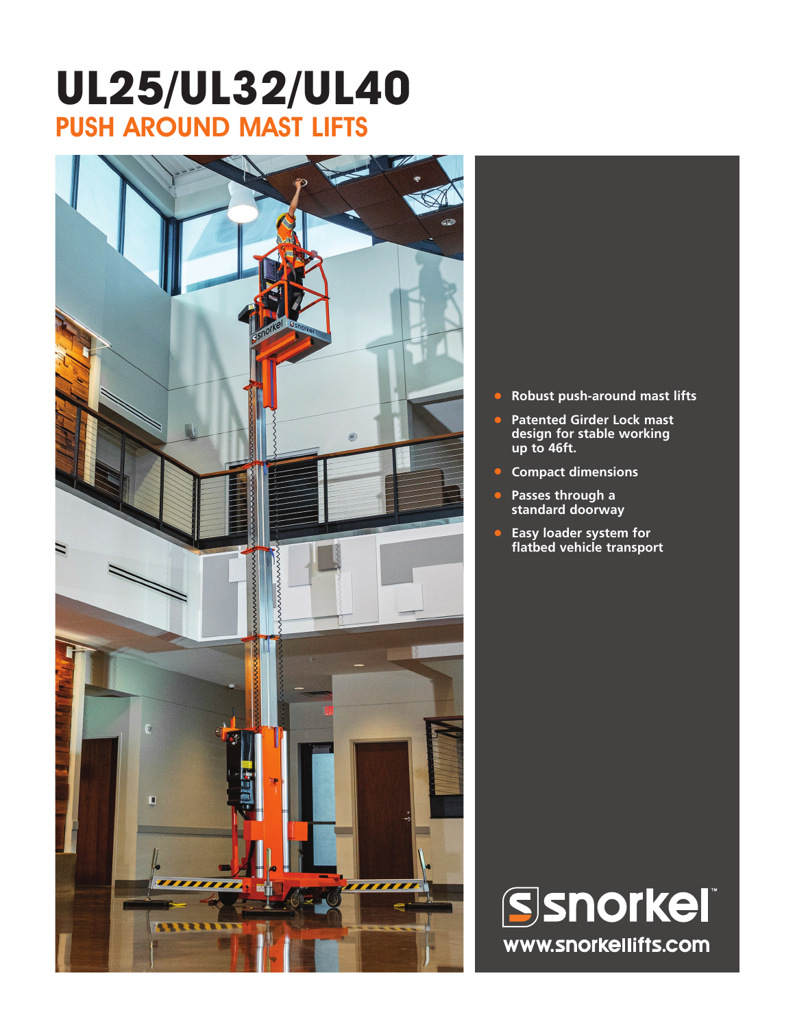# UL25/UL32/UL40

## PUSH AROUND MAST LIFTS

- **Robust push-around mast lifts**
- **Patented Girder Lock mast design for stable working up to 46ft.**
- **Compact dimensions**
- **Passes through a standard doorway**
- **Easy loader system for flatbed vehicle transport**

snorkel™

www.snorkellifts.com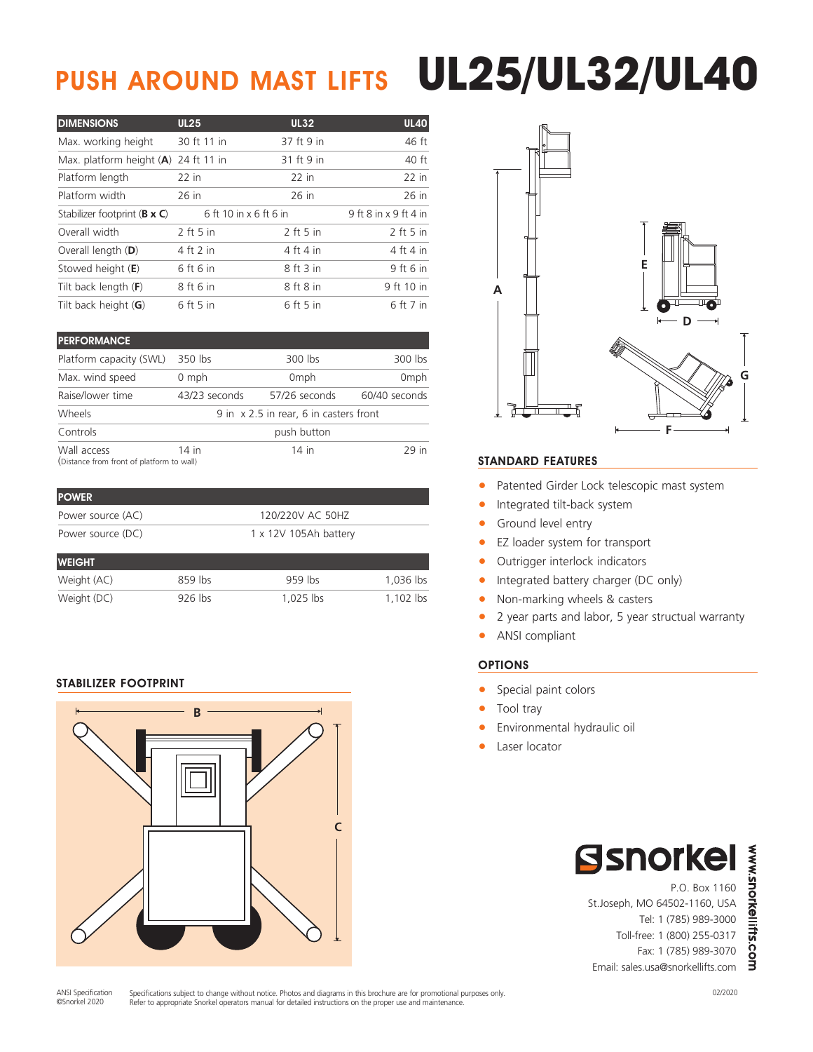# PUSH AROUND MAST LIFTS UL25/UL32/UL40

| DIMENSIONS | UL25 | UL32 | UL40 |
|---|---|---|---|
| Max. working height | 30 ft 11 in | 37 ft 9 in | 46 ft |
| Max. platform height (**A**) | 24 ft 11 in | 31 ft 9 in | 40 ft |
| Platform length | 22 in | 22 in | 22 in |
| Platform width | 26 in | 26 in | 26 in |
| Stabilizer footprint (**B x C**) | 6 ft 10 in x 6 ft 6 in | | 9 ft 8 in x 9 ft 4 in |
| Overall width | 2 ft 5 in | 2 ft 5 in | 2 ft 5 in |
| Overall length (**D**) | 4 ft 2 in | 4 ft 4 in | 4 ft 4 in |
| Stowed height (**E**) | 6 ft 6 in | 8 ft 3 in | 9 ft 6 in |
| Tilt back length (**F**) | 8 ft 6 in | 8 ft 8 in | 9 ft 10 in |
| Tilt back height (**G**) | 6 ft 5 in | 6 ft 5 in | 6 ft 7 in |

| PERFORMANCE | | | |
|---|---|---|---|
| Platform capacity (SWL) | 350 lbs | 300 lbs | 300 lbs |
| Max. wind speed | 0 mph | 0mph | 0mph |
| Raise/lower time | 43/23 seconds | 57/26 seconds | 60/40 seconds |
| Wheels | 9 in x 2.5 in rear, 6 in casters front | | |
| Controls | push button | | |
| Wall access (Distance from front of platform to wall) | 14 in | 14 in | 29 in |

| POWER | |
|---|---|
| Power source (AC) | 120/220V AC 50HZ |
| Power source (DC) | 1 x 12V 105Ah battery |

| WEIGHT | | | |
|---|---|---|---|
| Weight (AC) | 859 lbs | 959 lbs | 1,036 lbs |
| Weight (DC) | 926 lbs | 1,025 lbs | 1,102 lbs |

### STABILIZER FOOTPRINT

B

C

A

E

D

G

F

### STANDARD FEATURES

- Patented Girder Lock telescopic mast system
- Integrated tilt-back system
- Ground level entry
- EZ loader system for transport
- Outrigger interlock indicators
- Integrated battery charger (DC only)
- Non-marking wheels & casters
- 2 year parts and labor, 5 year structual warranty
- ANSI compliant

### OPTIONS

- Special paint colors
- Tool tray
- Environmental hydraulic oil
- Laser locator

snorkel

P.O. Box 1160
St.Joseph, MO 64502-1160, USA
Tel: 1 (785) 989-3000
Toll-free: 1 (800) 255-0317
Fax: 1 (785) 989-3070
Email: sales.usa@snorkellifts.com

www.snorkellifts.com

ANSI Specification
©Snorkel 2020

Specifications subject to change without notice. Photos and diagrams in this brochure are for promotional purposes only.
Refer to appropriate Snorkel operators manual for detailed instructions on the proper use and maintenance.

02/2020